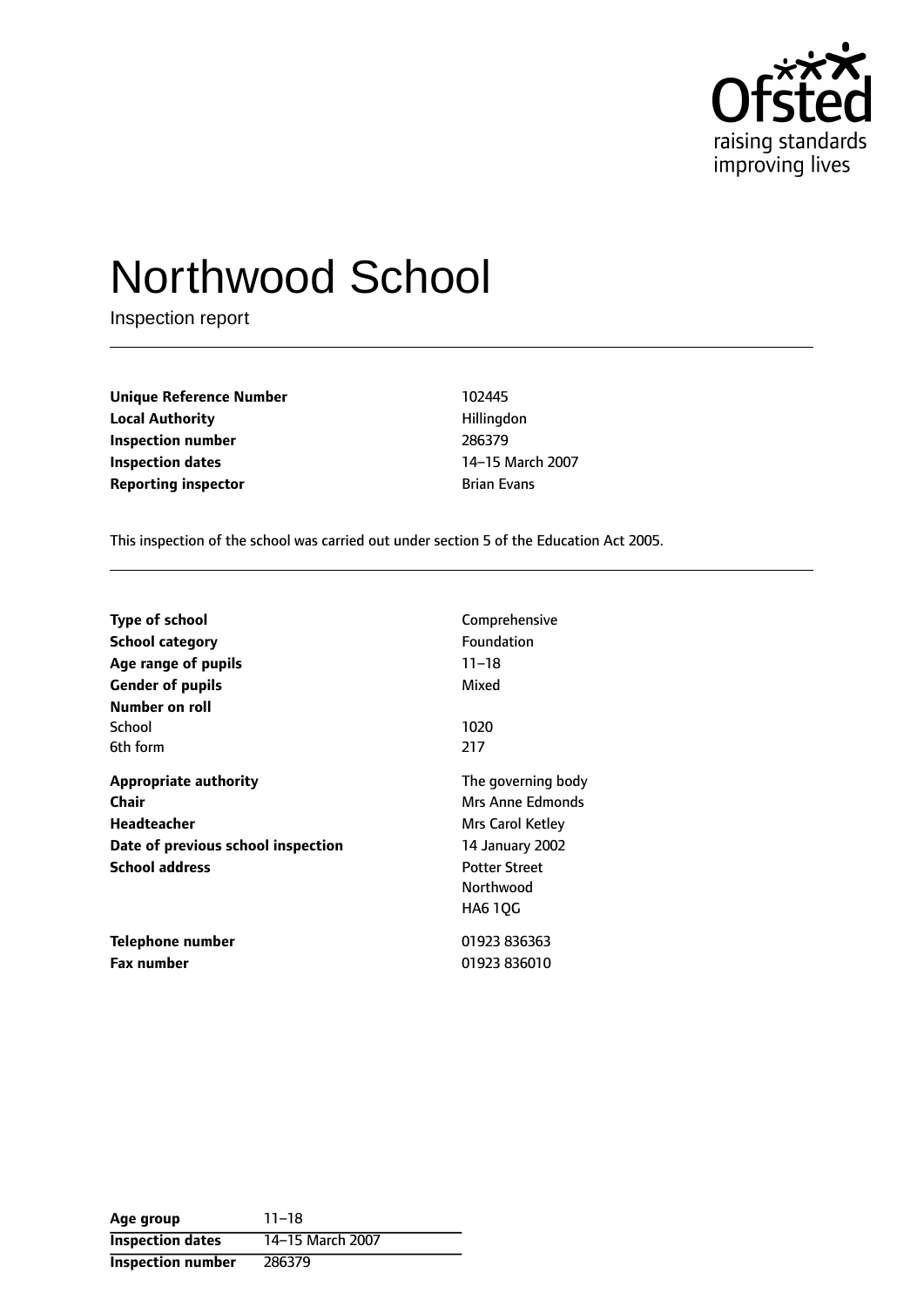Ofsted
raising standards
improving lives

# Northwood School

Inspection report

| | |
|---|---|
| **Unique Reference Number** | 102445 |
| **Local Authority** | Hillingdon |
| **Inspection number** | 286379 |
| **Inspection dates** | 14–15 March 2007 |
| **Reporting inspector** | Brian Evans |

This inspection of the school was carried out under section 5 of the Education Act 2005.

| | |
|---|---|
| **Type of school** | Comprehensive |
| **School category** | Foundation |
| **Age range of pupils** | 11–18 |
| **Gender of pupils** | Mixed |
| **Number on roll** | |
| School | 1020 |
| 6th form | 217 |
| **Appropriate authority** | The governing body |
| **Chair** | Mrs Anne Edmonds |
| **Headteacher** | Mrs Carol Ketley |
| **Date of previous school inspection** | 14 January 2002 |
| **School address** | Potter Street<br>Northwood<br>HA6 1QG |
| **Telephone number** | 01923 836363 |
| **Fax number** | 01923 836010 |

| | |
|---|---|
| **Age group** | 11–18 |
| **Inspection dates** | 14–15 March 2007 |
| **Inspection number** | 286379 |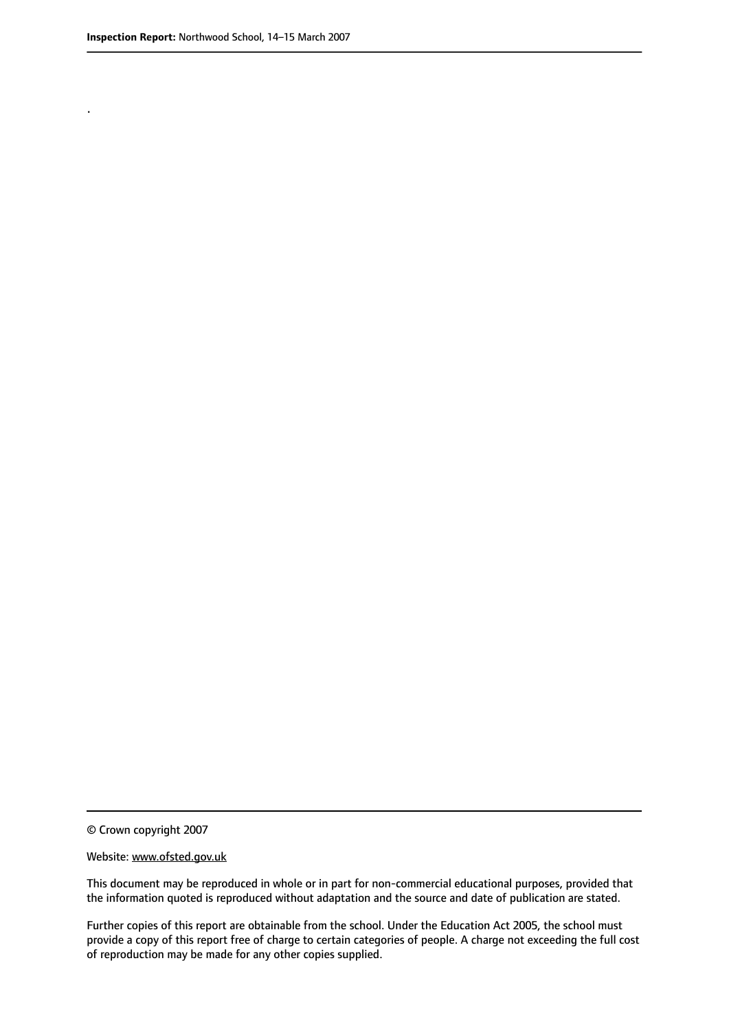.

© Crown copyright 2007

Website: www.ofsted.gov.uk

This document may be reproduced in whole or in part for non-commercial educational purposes, provided that the information quoted is reproduced without adaptation and the source and date of publication are stated.

Further copies of this report are obtainable from the school. Under the Education Act 2005, the school must provide a copy of this report free of charge to certain categories of people. A charge not exceeding the full cost of reproduction may be made for any other copies supplied.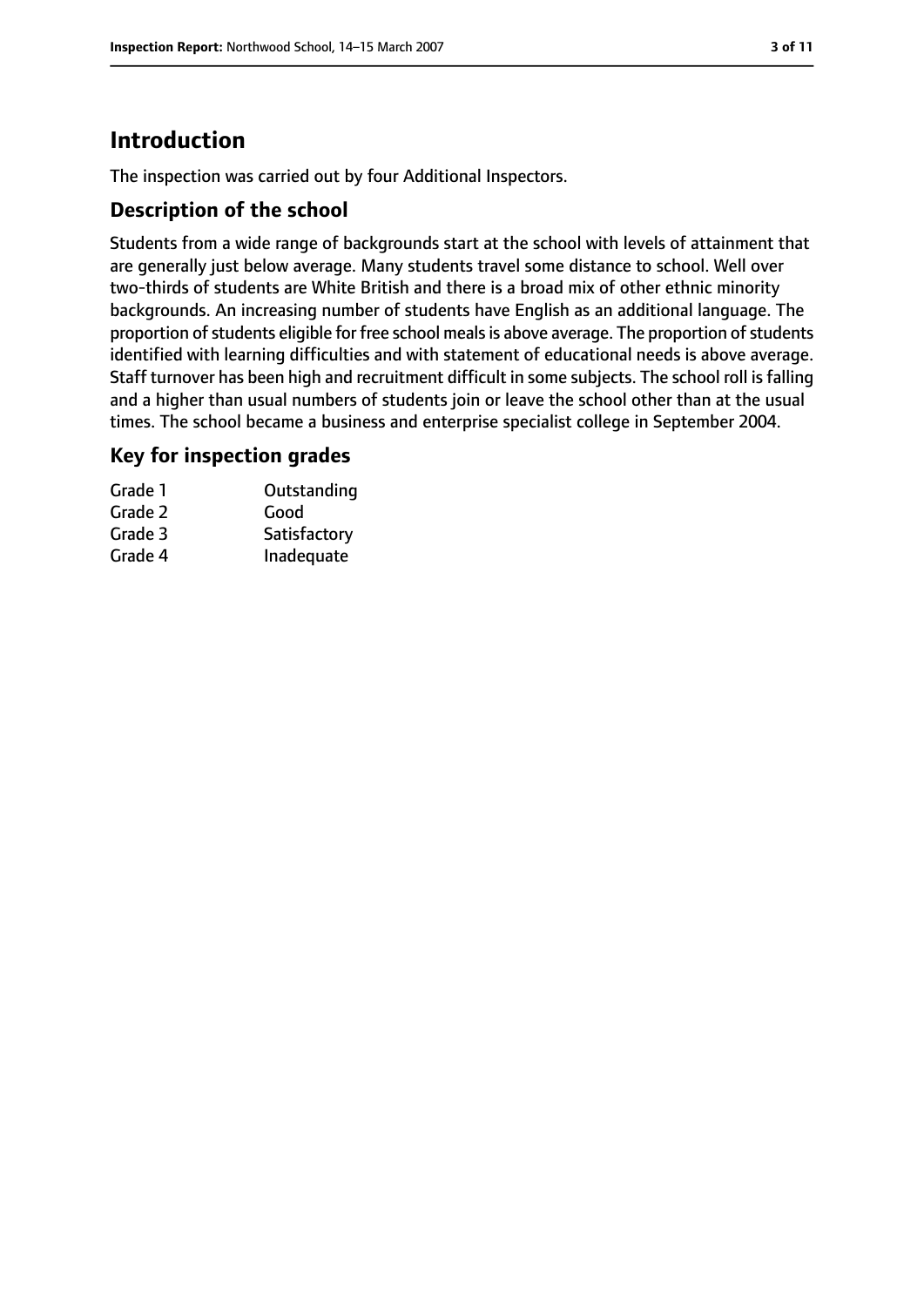# Introduction

The inspection was carried out by four Additional Inspectors.

## Description of the school

Students from a wide range of backgrounds start at the school with levels of attainment that are generally just below average. Many students travel some distance to school. Well over two-thirds of students are White British and there is a broad mix of other ethnic minority backgrounds. An increasing number of students have English as an additional language. The proportion of students eligible for free school meals is above average. The proportion of students identified with learning difficulties and with statement of educational needs is above average. Staff turnover has been high and recruitment difficult in some subjects. The school roll is falling and a higher than usual numbers of students join or leave the school other than at the usual times. The school became a business and enterprise specialist college in September 2004.

## Key for inspection grades

| | |
|---|---|
| Grade 1 | Outstanding |
| Grade 2 | Good |
| Grade 3 | Satisfactory |
| Grade 4 | Inadequate |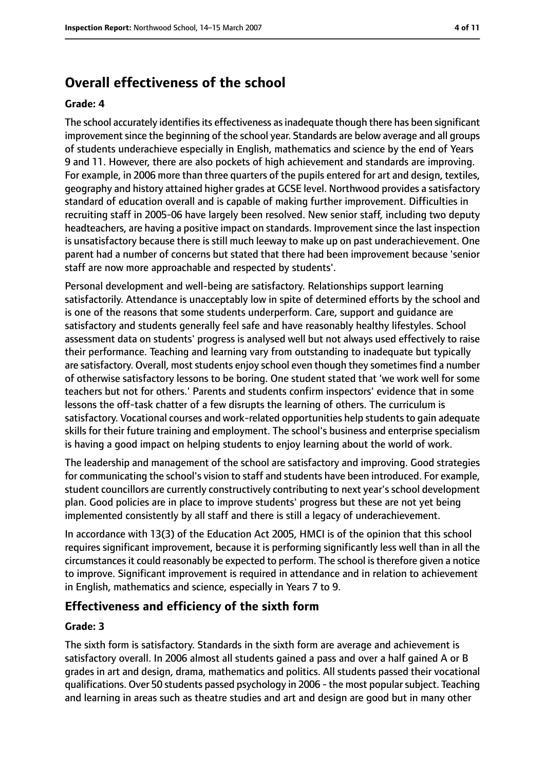## Overall effectiveness of the school

**Grade: 4**

The school accurately identifies its effectiveness as inadequate though there has been significant improvement since the beginning of the school year. Standards are below average and all groups of students underachieve especially in English, mathematics and science by the end of Years 9 and 11. However, there are also pockets of high achievement and standards are improving. For example, in 2006 more than three quarters of the pupils entered for art and design, textiles, geography and history attained higher grades at GCSE level. Northwood provides a satisfactory standard of education overall and is capable of making further improvement. Difficulties in recruiting staff in 2005-06 have largely been resolved. New senior staff, including two deputy headteachers, are having a positive impact on standards. Improvement since the last inspection is unsatisfactory because there is still much leeway to make up on past underachievement. One parent had a number of concerns but stated that there had been improvement because 'senior staff are now more approachable and respected by students'.

Personal development and well-being are satisfactory. Relationships support learning satisfactorily. Attendance is unacceptably low in spite of determined efforts by the school and is one of the reasons that some students underperform. Care, support and guidance are satisfactory and students generally feel safe and have reasonably healthy lifestyles. School assessment data on students' progress is analysed well but not always used effectively to raise their performance. Teaching and learning vary from outstanding to inadequate but typically are satisfactory. Overall, most students enjoy school even though they sometimes find a number of otherwise satisfactory lessons to be boring. One student stated that 'we work well for some teachers but not for others.' Parents and students confirm inspectors' evidence that in some lessons the off-task chatter of a few disrupts the learning of others. The curriculum is satisfactory. Vocational courses and work-related opportunities help students to gain adequate skills for their future training and employment. The school's business and enterprise specialism is having a good impact on helping students to enjoy learning about the world of work.

The leadership and management of the school are satisfactory and improving. Good strategies for communicating the school's vision to staff and students have been introduced. For example, student councillors are currently constructively contributing to next year's school development plan. Good policies are in place to improve students' progress but these are not yet being implemented consistently by all staff and there is still a legacy of underachievement.

In accordance with 13(3) of the Education Act 2005, HMCI is of the opinion that this school requires significant improvement, because it is performing significantly less well than in all the circumstances it could reasonably be expected to perform. The school is therefore given a notice to improve. Significant improvement is required in attendance and in relation to achievement in English, mathematics and science, especially in Years 7 to 9.

### Effectiveness and efficiency of the sixth form

**Grade: 3**

The sixth form is satisfactory. Standards in the sixth form are average and achievement is satisfactory overall. In 2006 almost all students gained a pass and over a half gained A or B grades in art and design, drama, mathematics and politics. All students passed their vocational qualifications. Over 50 students passed psychology in 2006 - the most popular subject. Teaching and learning in areas such as theatre studies and art and design are good but in many other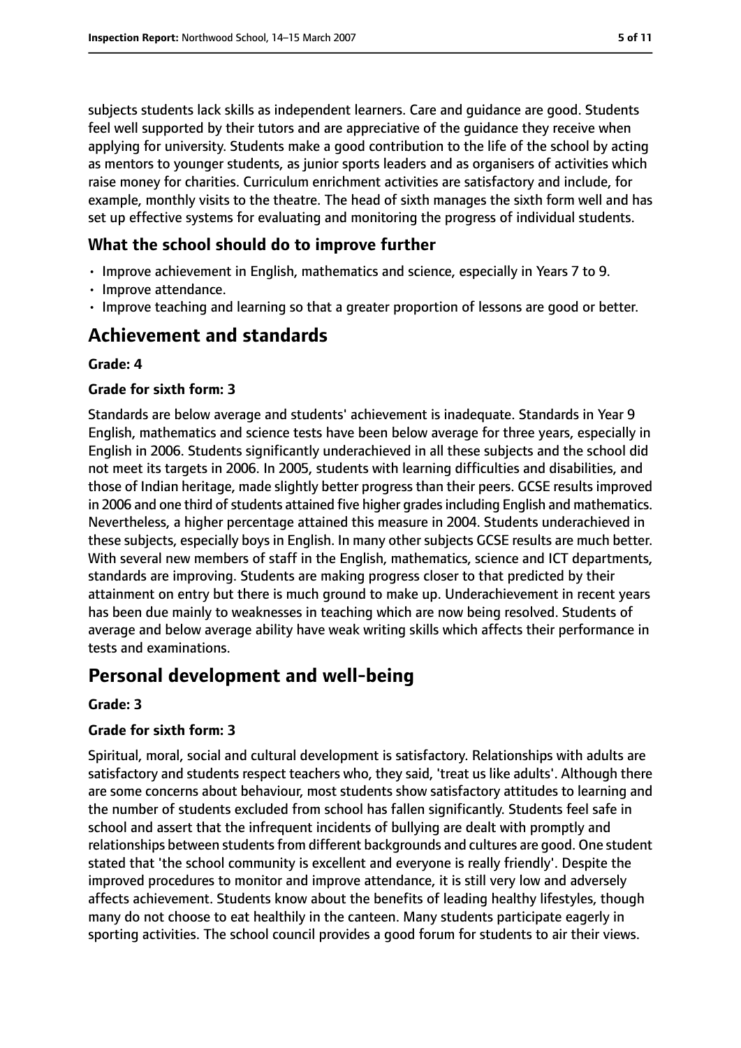subjects students lack skills as independent learners. Care and guidance are good. Students feel well supported by their tutors and are appreciative of the guidance they receive when applying for university. Students make a good contribution to the life of the school by acting as mentors to younger students, as junior sports leaders and as organisers of activities which raise money for charities. Curriculum enrichment activities are satisfactory and include, for example, monthly visits to the theatre. The head of sixth manages the sixth form well and has set up effective systems for evaluating and monitoring the progress of individual students.

### What the school should do to improve further

- Improve achievement in English, mathematics and science, especially in Years 7 to 9.
- Improve attendance.
- Improve teaching and learning so that a greater proportion of lessons are good or better.

## Achievement and standards

**Grade: 4**

**Grade for sixth form: 3**

Standards are below average and students' achievement is inadequate. Standards in Year 9 English, mathematics and science tests have been below average for three years, especially in English in 2006. Students significantly underachieved in all these subjects and the school did not meet its targets in 2006. In 2005, students with learning difficulties and disabilities, and those of Indian heritage, made slightly better progress than their peers. GCSE results improved in 2006 and one third of students attained five higher grades including English and mathematics. Nevertheless, a higher percentage attained this measure in 2004. Students underachieved in these subjects, especially boys in English. In many other subjects GCSE results are much better. With several new members of staff in the English, mathematics, science and ICT departments, standards are improving. Students are making progress closer to that predicted by their attainment on entry but there is much ground to make up. Underachievement in recent years has been due mainly to weaknesses in teaching which are now being resolved. Students of average and below average ability have weak writing skills which affects their performance in tests and examinations.

## Personal development and well-being

**Grade: 3**

**Grade for sixth form: 3**

Spiritual, moral, social and cultural development is satisfactory. Relationships with adults are satisfactory and students respect teachers who, they said, 'treat us like adults'. Although there are some concerns about behaviour, most students show satisfactory attitudes to learning and the number of students excluded from school has fallen significantly. Students feel safe in school and assert that the infrequent incidents of bullying are dealt with promptly and relationships between students from different backgrounds and cultures are good. One student stated that 'the school community is excellent and everyone is really friendly'. Despite the improved procedures to monitor and improve attendance, it is still very low and adversely affects achievement. Students know about the benefits of leading healthy lifestyles, though many do not choose to eat healthily in the canteen. Many students participate eagerly in sporting activities. The school council provides a good forum for students to air their views.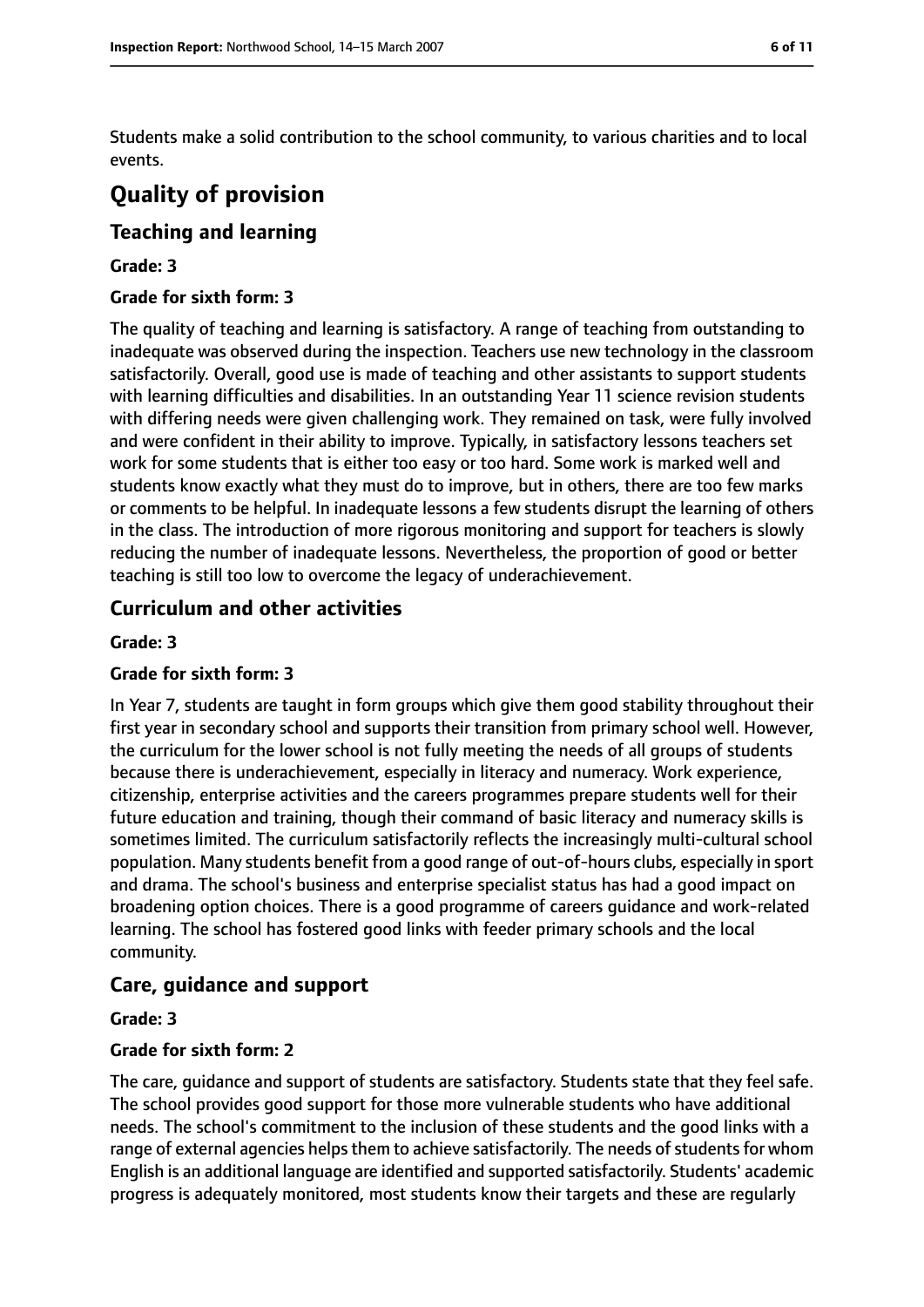Students make a solid contribution to the school community, to various charities and to local events.

# Quality of provision

## Teaching and learning

**Grade: 3**

**Grade for sixth form: 3**

The quality of teaching and learning is satisfactory. A range of teaching from outstanding to inadequate was observed during the inspection. Teachers use new technology in the classroom satisfactorily. Overall, good use is made of teaching and other assistants to support students with learning difficulties and disabilities. In an outstanding Year 11 science revision students with differing needs were given challenging work. They remained on task, were fully involved and were confident in their ability to improve. Typically, in satisfactory lessons teachers set work for some students that is either too easy or too hard. Some work is marked well and students know exactly what they must do to improve, but in others, there are too few marks or comments to be helpful. In inadequate lessons a few students disrupt the learning of others in the class. The introduction of more rigorous monitoring and support for teachers is slowly reducing the number of inadequate lessons. Nevertheless, the proportion of good or better teaching is still too low to overcome the legacy of underachievement.

## Curriculum and other activities

**Grade: 3**

**Grade for sixth form: 3**

In Year 7, students are taught in form groups which give them good stability throughout their first year in secondary school and supports their transition from primary school well. However, the curriculum for the lower school is not fully meeting the needs of all groups of students because there is underachievement, especially in literacy and numeracy. Work experience, citizenship, enterprise activities and the careers programmes prepare students well for their future education and training, though their command of basic literacy and numeracy skills is sometimes limited. The curriculum satisfactorily reflects the increasingly multi-cultural school population. Many students benefit from a good range of out-of-hours clubs, especially in sport and drama. The school's business and enterprise specialist status has had a good impact on broadening option choices. There is a good programme of careers guidance and work-related learning. The school has fostered good links with feeder primary schools and the local community.

## Care, guidance and support

**Grade: 3**

**Grade for sixth form: 2**

The care, guidance and support of students are satisfactory. Students state that they feel safe. The school provides good support for those more vulnerable students who have additional needs. The school's commitment to the inclusion of these students and the good links with a range of external agencies helps them to achieve satisfactorily. The needs of students for whom English is an additional language are identified and supported satisfactorily. Students' academic progress is adequately monitored, most students know their targets and these are regularly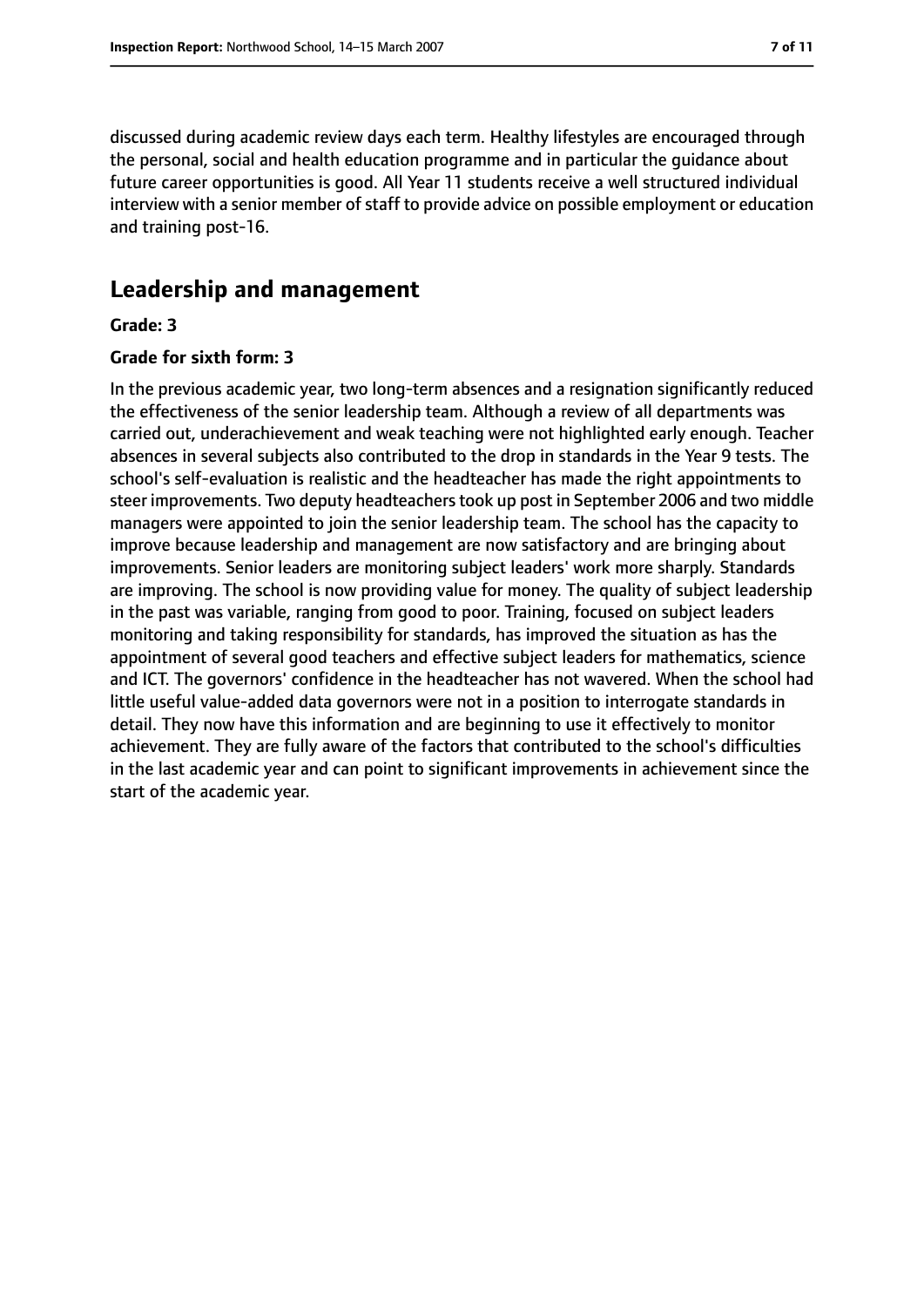discussed during academic review days each term. Healthy lifestyles are encouraged through the personal, social and health education programme and in particular the guidance about future career opportunities is good. All Year 11 students receive a well structured individual interview with a senior member of staff to provide advice on possible employment or education and training post-16.

## Leadership and management

**Grade: 3**

**Grade for sixth form: 3**

In the previous academic year, two long-term absences and a resignation significantly reduced the effectiveness of the senior leadership team. Although a review of all departments was carried out, underachievement and weak teaching were not highlighted early enough. Teacher absences in several subjects also contributed to the drop in standards in the Year 9 tests. The school's self-evaluation is realistic and the headteacher has made the right appointments to steer improvements. Two deputy headteachers took up post in September 2006 and two middle managers were appointed to join the senior leadership team. The school has the capacity to improve because leadership and management are now satisfactory and are bringing about improvements. Senior leaders are monitoring subject leaders' work more sharply. Standards are improving. The school is now providing value for money. The quality of subject leadership in the past was variable, ranging from good to poor. Training, focused on subject leaders monitoring and taking responsibility for standards, has improved the situation as has the appointment of several good teachers and effective subject leaders for mathematics, science and ICT. The governors' confidence in the headteacher has not wavered. When the school had little useful value-added data governors were not in a position to interrogate standards in detail. They now have this information and are beginning to use it effectively to monitor achievement. They are fully aware of the factors that contributed to the school's difficulties in the last academic year and can point to significant improvements in achievement since the start of the academic year.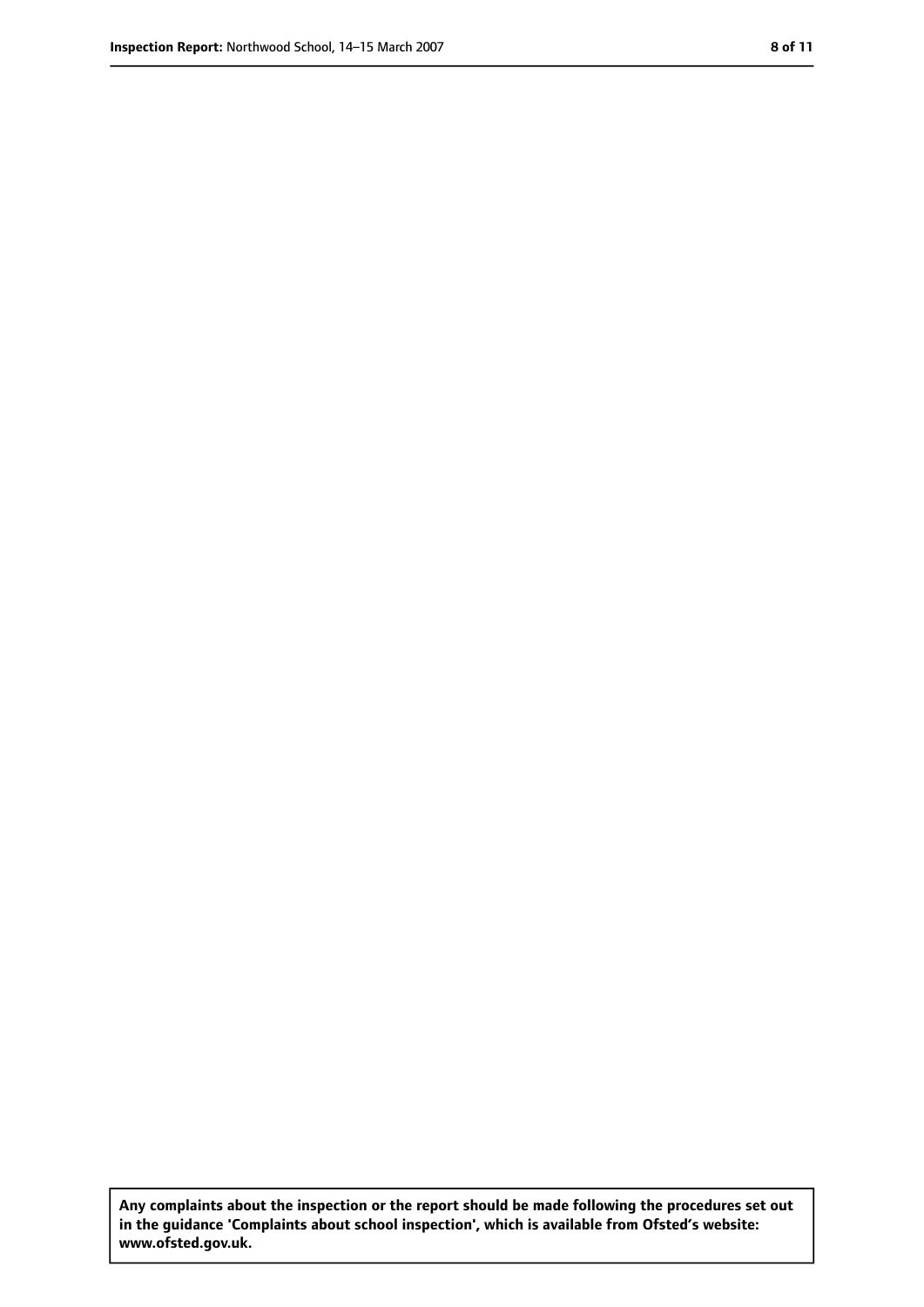**Any complaints about the inspection or the report should be made following the procedures set out in the guidance 'Complaints about school inspection', which is available from Ofsted's website: www.ofsted.gov.uk.**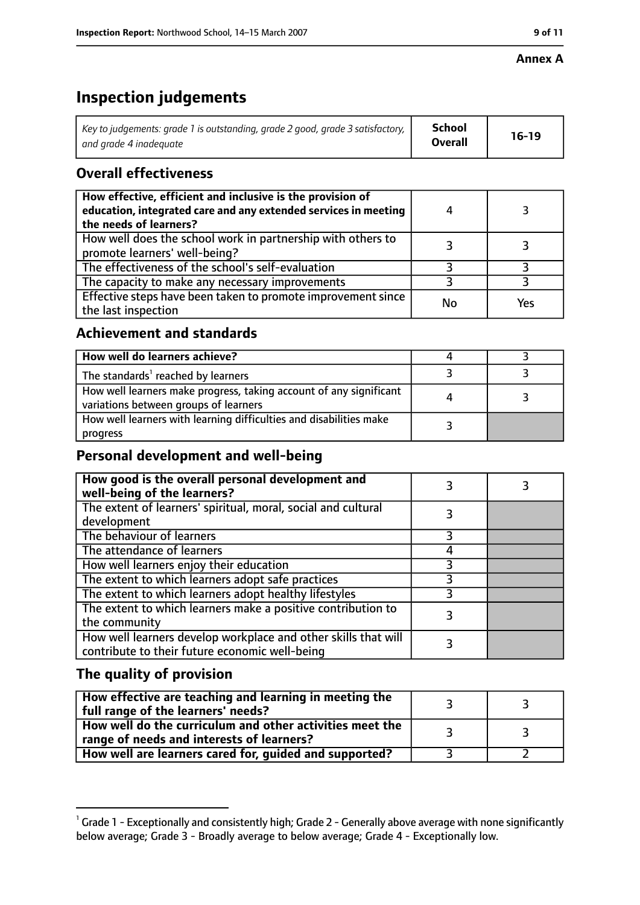**Annex A**

# Inspection judgements

| *Key to judgements: grade 1 is outstanding, grade 2 good, grade 3 satisfactory, and grade 4 inadequate* | School Overall | 16-19 |
|---|---|---|

## Overall effectiveness

| | | |
|---|---|---|
| **How effective, efficient and inclusive is the provision of education, integrated care and any extended services in meeting the needs of learners?** | 4 | 3 |
| How well does the school work in partnership with others to promote learners' well-being? | 3 | 3 |
| The effectiveness of the school's self-evaluation | 3 | 3 |
| The capacity to make any necessary improvements | 3 | 3 |
| Effective steps have been taken to promote improvement since the last inspection | No | Yes |

## Achievement and standards

| | | |
|---|---|---|
| **How well do learners achieve?** | 4 | 3 |
| The standards[1] reached by learners | 3 | 3 |
| How well learners make progress, taking account of any significant variations between groups of learners | 4 | 3 |
| How well learners with learning difficulties and disabilities make progress | 3 | |

## Personal development and well-being

| | | |
|---|---|---|
| **How good is the overall personal development and well-being of the learners?** | 3 | 3 |
| The extent of learners' spiritual, moral, social and cultural development | 3 | |
| The behaviour of learners | 3 | |
| The attendance of learners | 4 | |
| How well learners enjoy their education | 3 | |
| The extent to which learners adopt safe practices | 3 | |
| The extent to which learners adopt healthy lifestyles | 3 | |
| The extent to which learners make a positive contribution to the community | 3 | |
| How well learners develop workplace and other skills that will contribute to their future economic well-being | 3 | |

## The quality of provision

| | | |
|---|---|---|
| **How effective are teaching and learning in meeting the full range of the learners' needs?** | 3 | 3 |
| **How well do the curriculum and other activities meet the range of needs and interests of learners?** | 3 | 3 |
| **How well are learners cared for, guided and supported?** | 3 | 2 |

[1] Grade 1 - Exceptionally and consistently high; Grade 2 - Generally above average with none significantly below average; Grade 3 - Broadly average to below average; Grade 4 - Exceptionally low.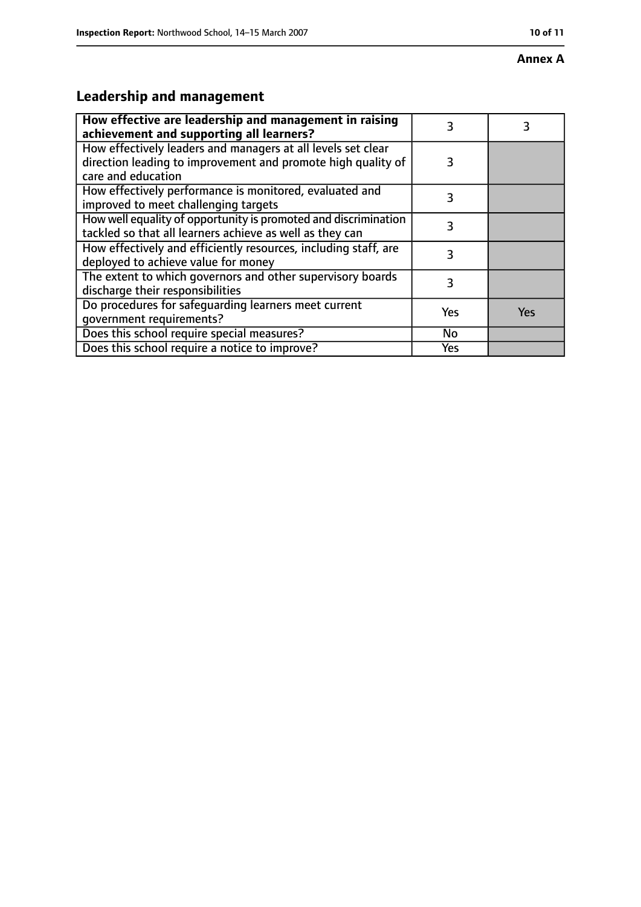**Annex A**

## Leadership and management

| How effective are leadership and management in raising achievement and supporting all learners? | 3 | 3 |
|---|---|---|
| How effectively leaders and managers at all levels set clear direction leading to improvement and promote high quality of care and education | 3 | |
| How effectively performance is monitored, evaluated and improved to meet challenging targets | 3 | |
| How well equality of opportunity is promoted and discrimination tackled so that all learners achieve as well as they can | 3 | |
| How effectively and efficiently resources, including staff, are deployed to achieve value for money | 3 | |
| The extent to which governors and other supervisory boards discharge their responsibilities | 3 | |
| Do procedures for safeguarding learners meet current government requirements? | Yes | Yes |
| Does this school require special measures? | No | |
| Does this school require a notice to improve? | Yes | |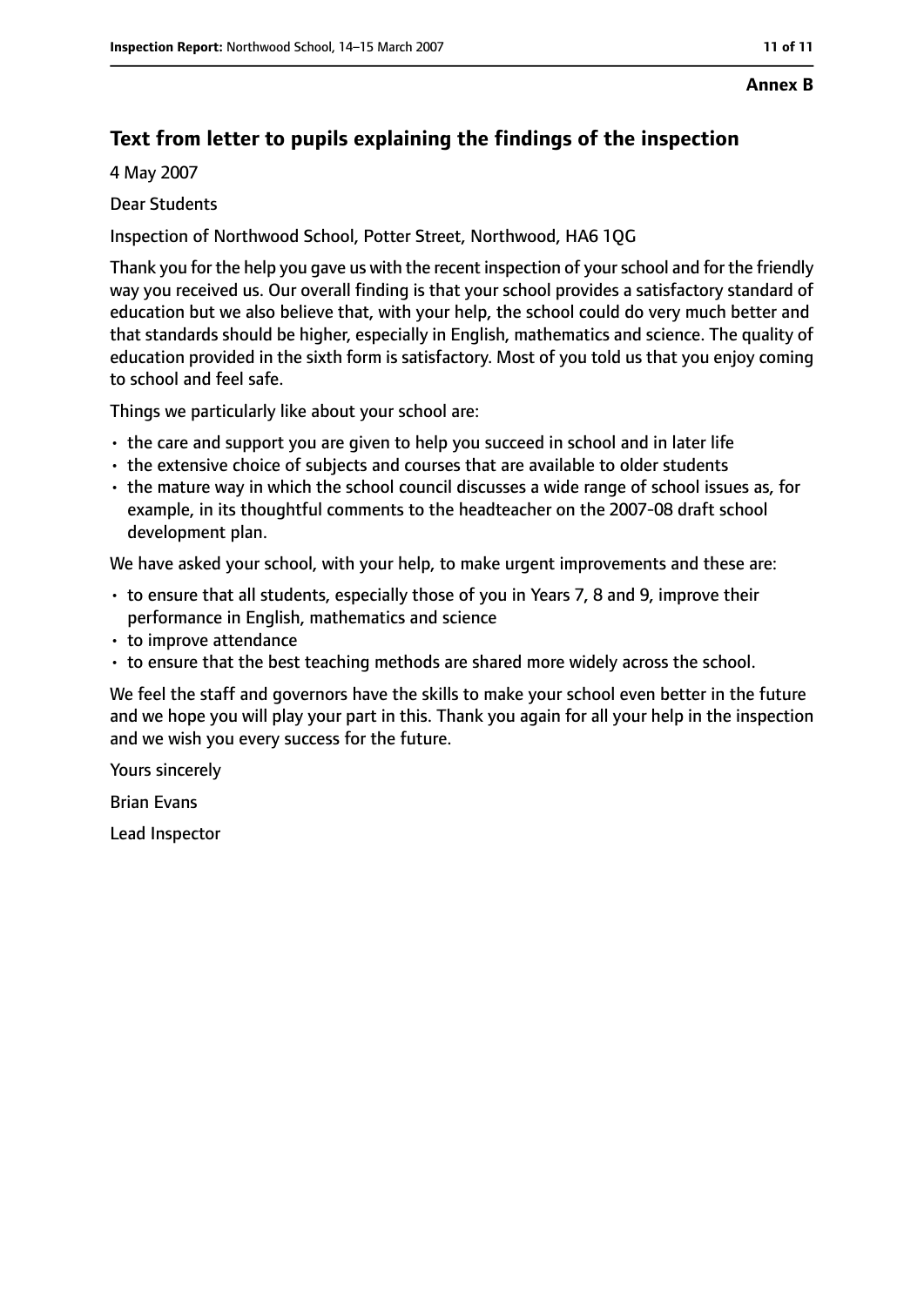**Annex B**

## Text from letter to pupils explaining the findings of the inspection

4 May 2007

Dear Students

Inspection of Northwood School, Potter Street, Northwood, HA6 1QG

Thank you for the help you gave us with the recent inspection of your school and for the friendly way you received us. Our overall finding is that your school provides a satisfactory standard of education but we also believe that, with your help, the school could do very much better and that standards should be higher, especially in English, mathematics and science. The quality of education provided in the sixth form is satisfactory. Most of you told us that you enjoy coming to school and feel safe.

Things we particularly like about your school are:

- the care and support you are given to help you succeed in school and in later life
- the extensive choice of subjects and courses that are available to older students
- the mature way in which the school council discusses a wide range of school issues as, for example, in its thoughtful comments to the headteacher on the 2007-08 draft school development plan.

We have asked your school, with your help, to make urgent improvements and these are:

- to ensure that all students, especially those of you in Years 7, 8 and 9, improve their performance in English, mathematics and science
- to improve attendance
- to ensure that the best teaching methods are shared more widely across the school.

We feel the staff and governors have the skills to make your school even better in the future and we hope you will play your part in this. Thank you again for all your help in the inspection and we wish you every success for the future.

Yours sincerely

Brian Evans

Lead Inspector